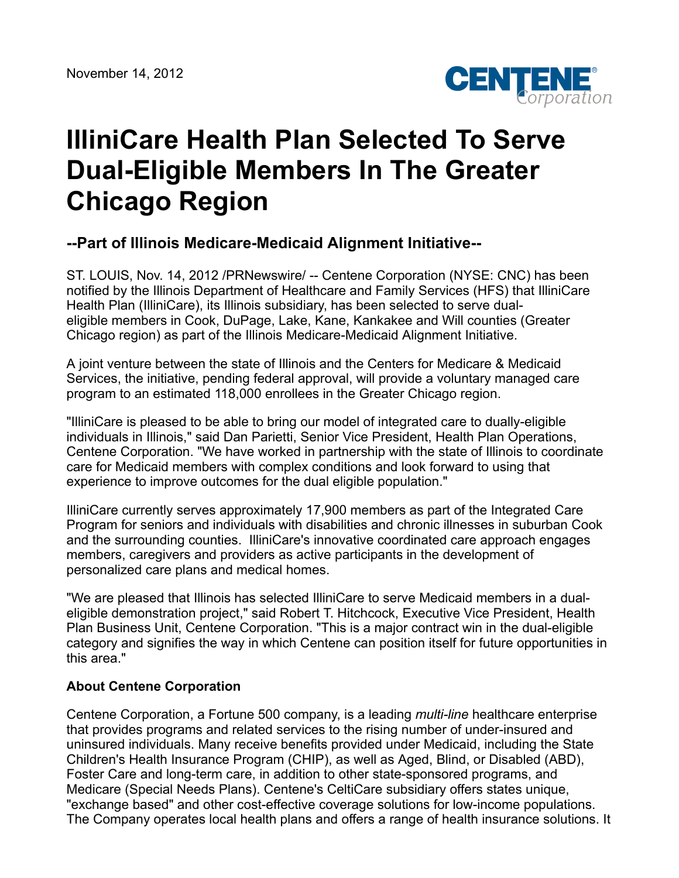November 14, 2012

# IlliniCare Health Plan Selected To Serve Dual-Eligible Members In The Greater Chicago Region

## --Part of Illinois Medicare-Medicaid Alignment Initiative--

ST. LOUIS, Nov. 14, 2012 /PRNewswire/ -- Centene Corporation (NYSE: CNC) has been notified by the Illinois Department of Healthcare and Family Services (HFS) that IlliniCare Health Plan (IlliniCare), its Illinois subsidiary, has been selected to serve dual-eligible members in Cook, DuPage, Lake, Kane, Kankakee and Will counties (Greater Chicago region) as part of the Illinois Medicare-Medicaid Alignment Initiative.

A joint venture between the state of Illinois and the Centers for Medicare & Medicaid Services, the initiative, pending federal approval, will provide a voluntary managed care program to an estimated 118,000 enrollees in the Greater Chicago region.

"IlliniCare is pleased to be able to bring our model of integrated care to dually-eligible individuals in Illinois," said Dan Parietti, Senior Vice President, Health Plan Operations, Centene Corporation. "We have worked in partnership with the state of Illinois to coordinate care for Medicaid members with complex conditions and look forward to using that experience to improve outcomes for the dual eligible population."

IlliniCare currently serves approximately 17,900 members as part of the Integrated Care Program for seniors and individuals with disabilities and chronic illnesses in suburban Cook and the surrounding counties. IlliniCare's innovative coordinated care approach engages members, caregivers and providers as active participants in the development of personalized care plans and medical homes.

"We are pleased that Illinois has selected IlliniCare to serve Medicaid members in a dual-eligible demonstration project," said Robert T. Hitchcock, Executive Vice President, Health Plan Business Unit, Centene Corporation. "This is a major contract win in the dual-eligible category and signifies the way in which Centene can position itself for future opportunities in this area."

**About Centene Corporation**

Centene Corporation, a Fortune 500 company, is a leading *multi-line* healthcare enterprise that provides programs and related services to the rising number of under-insured and uninsured individuals. Many receive benefits provided under Medicaid, including the State Children's Health Insurance Program (CHIP), as well as Aged, Blind, or Disabled (ABD), Foster Care and long-term care, in addition to other state-sponsored programs, and Medicare (Special Needs Plans). Centene's CeltiCare subsidiary offers states unique, "exchange based" and other cost-effective coverage solutions for low-income populations. The Company operates local health plans and offers a range of health insurance solutions. It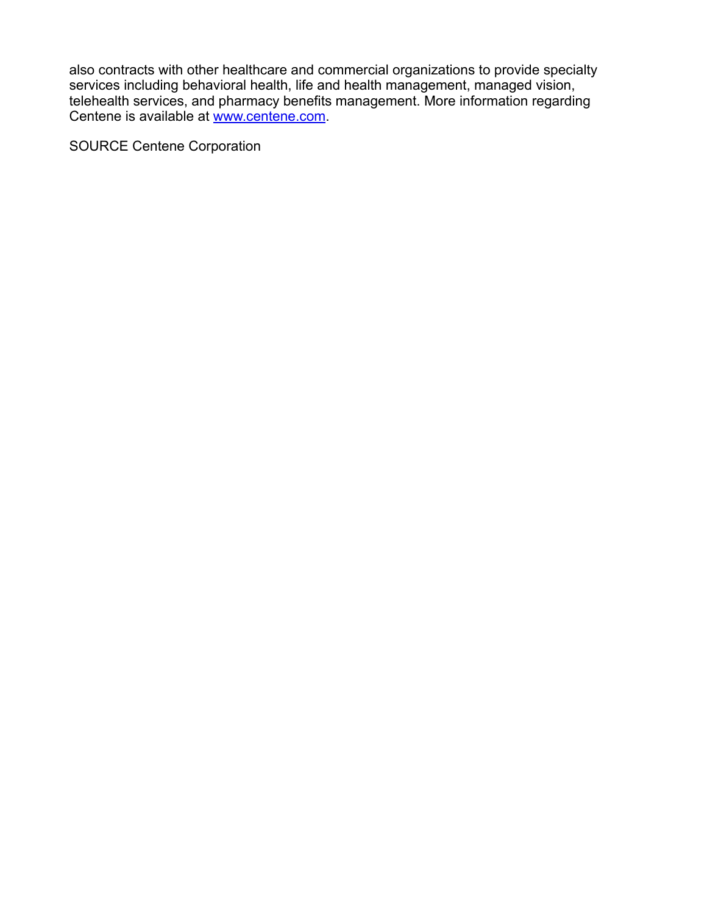also contracts with other healthcare and commercial organizations to provide specialty services including behavioral health, life and health management, managed vision, telehealth services, and pharmacy benefits management. More information regarding Centene is available at [www.centene.com](http://www.centene.com).

SOURCE Centene Corporation